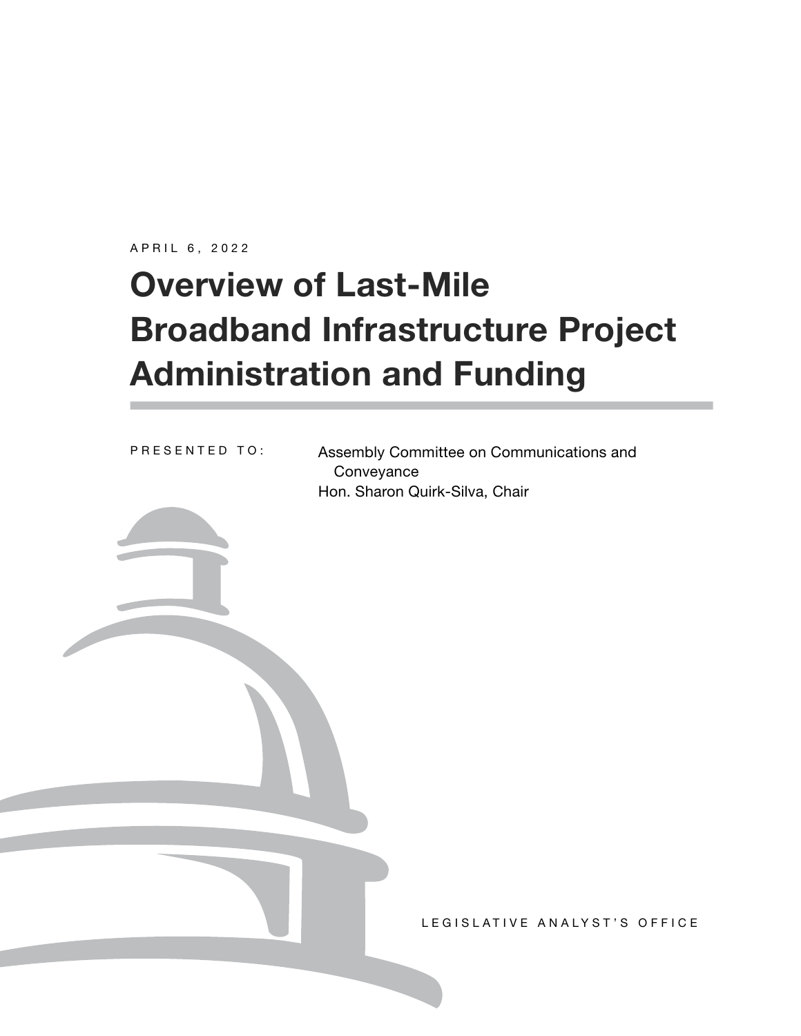APRIL 6, 2022

# Overview of Last-Mile Broadband Infrastructure Project Administration and Funding

PRESENTED TO: Assembly Committee on Communications and Conveyance
Hon. Sharon Quirk-Silva, Chair

LEGISLATIVE ANALYST'S OFFICE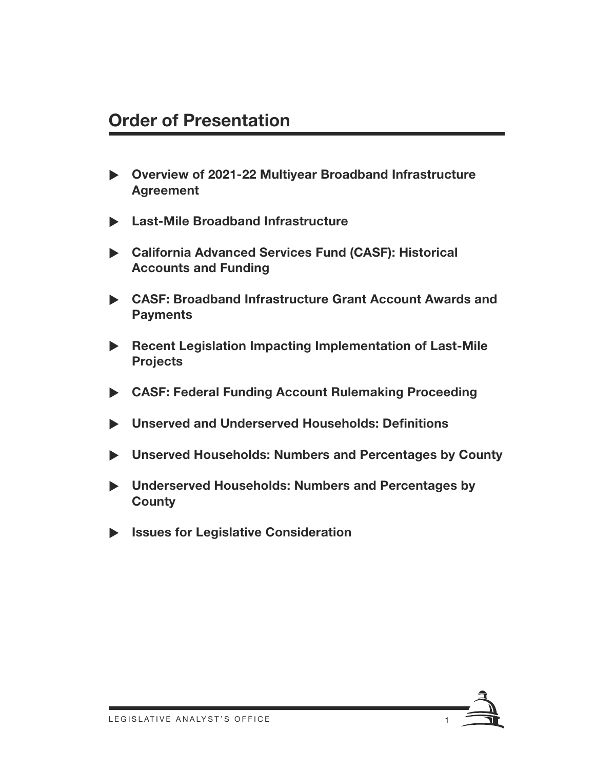## Order of Presentation

- **Overview of 2021-22 Multiyear Broadband Infrastructure Agreement**
- **Last-Mile Broadband Infrastructure**
- **California Advanced Services Fund (CASF): Historical Accounts and Funding**
- **CASF: Broadband Infrastructure Grant Account Awards and Payments**
- **Recent Legislation Impacting Implementation of Last-Mile Projects**
- **CASF: Federal Funding Account Rulemaking Proceeding**
- **Unserved and Underserved Households: Definitions**
- **Unserved Households: Numbers and Percentages by County**
- **Underserved Households: Numbers and Percentages by County**
- **Issues for Legislative Consideration**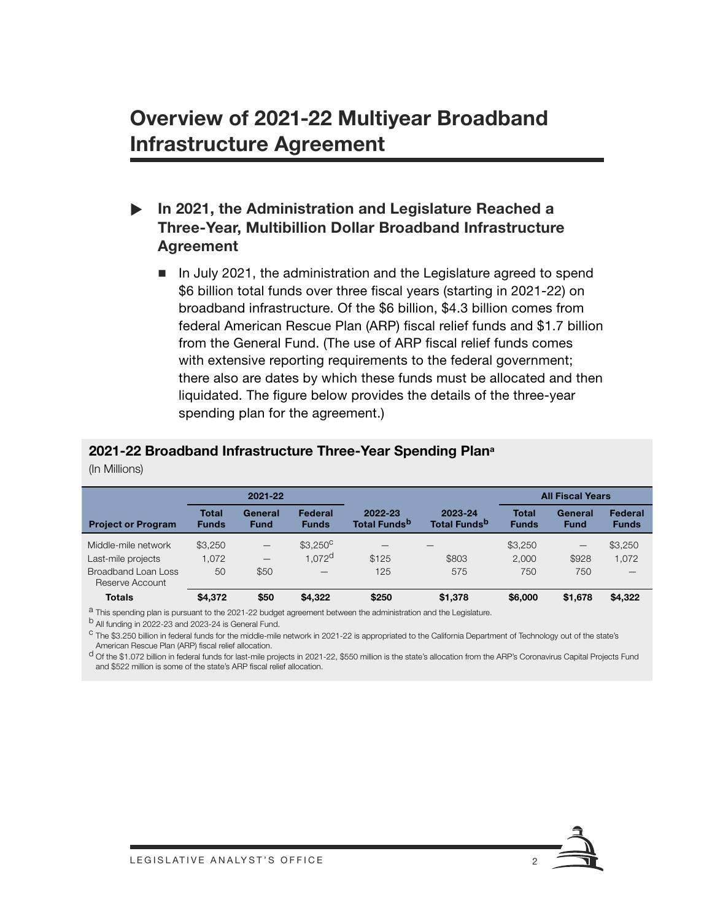# Overview of 2021-22 Multiyear Broadband Infrastructure Agreement

- **In 2021, the Administration and Legislature Reached a Three-Year, Multibillion Dollar Broadband Infrastructure Agreement**
  - In July 2021, the administration and the Legislature agreed to spend $6 billion total funds over three fiscal years (starting in 2021-22) on broadband infrastructure. Of the $6 billion, $4.3 billion comes from federal American Rescue Plan (ARP) fiscal relief funds and $1.7 billion from the General Fund. (The use of ARP fiscal relief funds comes with extensive reporting requirements to the federal government; there also are dates by which these funds must be allocated and then liquidated. The figure below provides the details of the three-year spending plan for the agreement.)

**2021-22 Broadband Infrastructure Three-Year Spending Plan[a]**

(In Millions)

| | 2021-22 | | | | | All Fiscal Years | | |
|---|---|---|---|---|---|---|---|---|
| **Project or Program** | **Total Funds** | **General Fund** | **Federal Funds** | **2022-23 Total Funds[b]** | **2023-24 Total Funds[b]** | **Total Funds** | **General Fund** | **Federal Funds** |
| Middle-mile network | $3,250 | — | $3,250[c] | — | — | $3,250 | — | $3,250 |
| Last-mile projects | 1,072 | — | 1,072[d] | $125 | $803 | 2,000 | $928 | 1,072 |
| Broadband Loan Loss Reserve Account | 50 | $50 | — | 125 | 575 | 750 | 750 | — |
| **Totals** | **$4,372** | **$50** | **$4,322** | **$250** | **$1,378** | **$6,000** | **$1,678** | **$4,322** |

[a] This spending plan is pursuant to the 2021-22 budget agreement between the administration and the Legislature.

[b] All funding in 2022-23 and 2023-24 is General Fund.

[c] The $3.250 billion in federal funds for the middle-mile network in 2021-22 is appropriated to the California Department of Technology out of the state's American Rescue Plan (ARP) fiscal relief allocation.

[d] Of the $1.072 billion in federal funds for last-mile projects in 2021-22, $550 million is the state's allocation from the ARP's Coronavirus Capital Projects Fund and $522 million is some of the state's ARP fiscal relief allocation.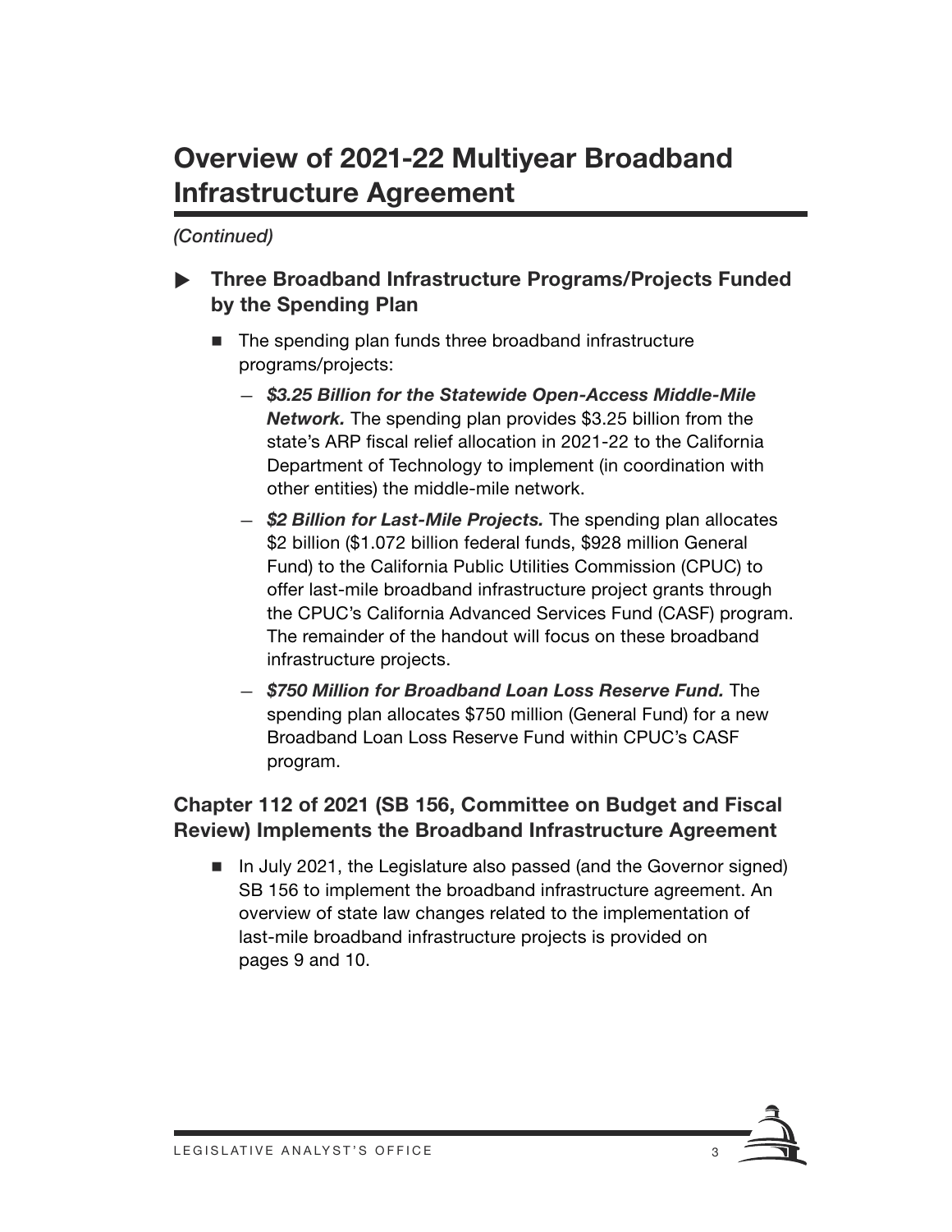# Overview of 2021-22 Multiyear Broadband Infrastructure Agreement

*(Continued)*

## Three Broadband Infrastructure Programs/Projects Funded by the Spending Plan

- The spending plan funds three broadband infrastructure programs/projects:
  - ***$3.25 Billion for the Statewide Open-Access Middle-Mile Network.*** The spending plan provides $3.25 billion from the state's ARP fiscal relief allocation in 2021-22 to the California Department of Technology to implement (in coordination with other entities) the middle-mile network.
  - ***$2 Billion for Last-Mile Projects.*** The spending plan allocates $2 billion ($1.072 billion federal funds, $928 million General Fund) to the California Public Utilities Commission (CPUC) to offer last-mile broadband infrastructure project grants through the CPUC's California Advanced Services Fund (CASF) program. The remainder of the handout will focus on these broadband infrastructure projects.
  - ***$750 Million for Broadband Loan Loss Reserve Fund.*** The spending plan allocates $750 million (General Fund) for a new Broadband Loan Loss Reserve Fund within CPUC's CASF program.

## Chapter 112 of 2021 (SB 156, Committee on Budget and Fiscal Review) Implements the Broadband Infrastructure Agreement

- In July 2021, the Legislature also passed (and the Governor signed) SB 156 to implement the broadband infrastructure agreement. An overview of state law changes related to the implementation of last-mile broadband infrastructure projects is provided on pages 9 and 10.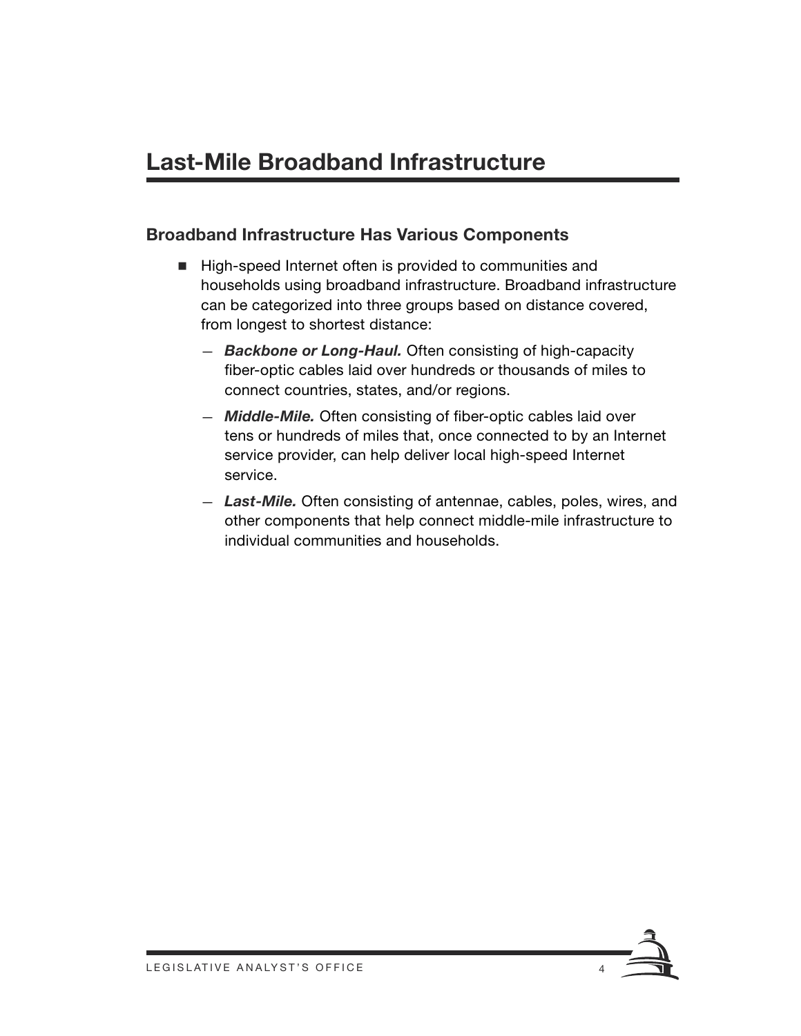# Last-Mile Broadband Infrastructure

## Broadband Infrastructure Has Various Components

- High-speed Internet often is provided to communities and households using broadband infrastructure. Broadband infrastructure can be categorized into three groups based on distance covered, from longest to shortest distance:
  - ***Backbone or Long-Haul.*** Often consisting of high-capacity fiber-optic cables laid over hundreds or thousands of miles to connect countries, states, and/or regions.
  - ***Middle-Mile.*** Often consisting of fiber-optic cables laid over tens or hundreds of miles that, once connected to by an Internet service provider, can help deliver local high-speed Internet service.
  - ***Last-Mile.*** Often consisting of antennae, cables, poles, wires, and other components that help connect middle-mile infrastructure to individual communities and households.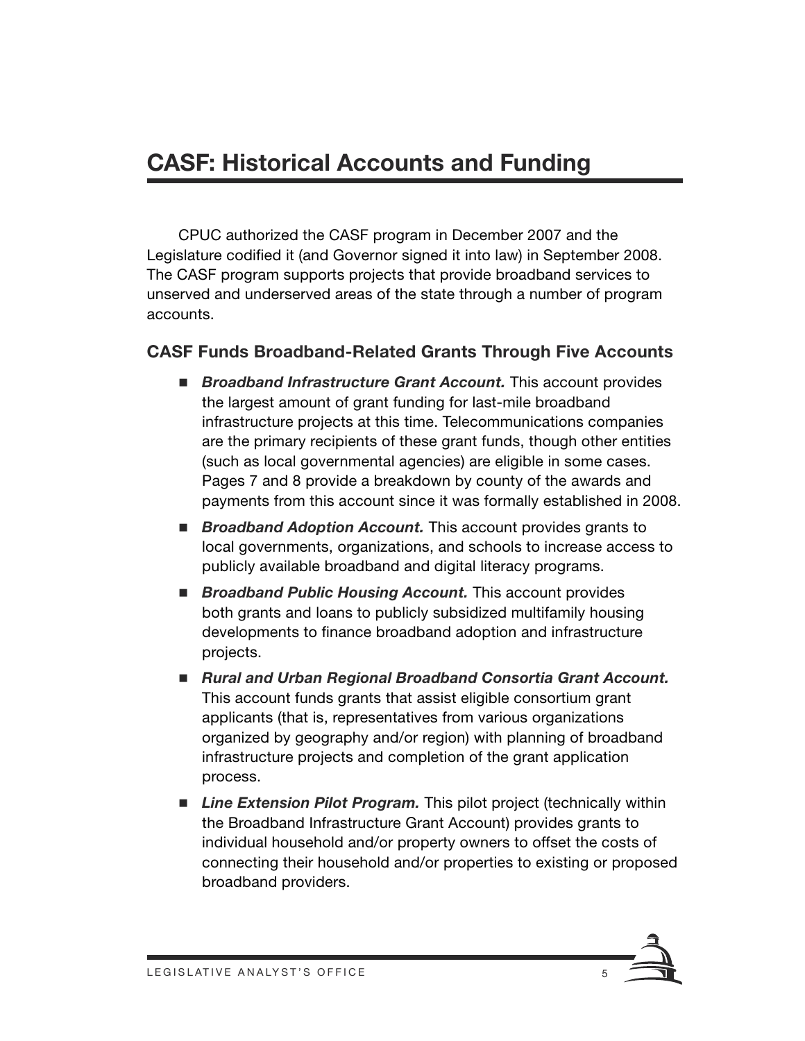# CASF: Historical Accounts and Funding

CPUC authorized the CASF program in December 2007 and the Legislature codified it (and Governor signed it into law) in September 2008. The CASF program supports projects that provide broadband services to unserved and underserved areas of the state through a number of program accounts.

### CASF Funds Broadband-Related Grants Through Five Accounts

- ***Broadband Infrastructure Grant Account.*** This account provides the largest amount of grant funding for last-mile broadband infrastructure projects at this time. Telecommunications companies are the primary recipients of these grant funds, though other entities (such as local governmental agencies) are eligible in some cases. Pages 7 and 8 provide a breakdown by county of the awards and payments from this account since it was formally established in 2008.
- ***Broadband Adoption Account.*** This account provides grants to local governments, organizations, and schools to increase access to publicly available broadband and digital literacy programs.
- ***Broadband Public Housing Account.*** This account provides both grants and loans to publicly subsidized multifamily housing developments to finance broadband adoption and infrastructure projects.
- ***Rural and Urban Regional Broadband Consortia Grant Account.*** This account funds grants that assist eligible consortium grant applicants (that is, representatives from various organizations organized by geography and/or region) with planning of broadband infrastructure projects and completion of the grant application process.
- ***Line Extension Pilot Program.*** This pilot project (technically within the Broadband Infrastructure Grant Account) provides grants to individual household and/or property owners to offset the costs of connecting their household and/or properties to existing or proposed broadband providers.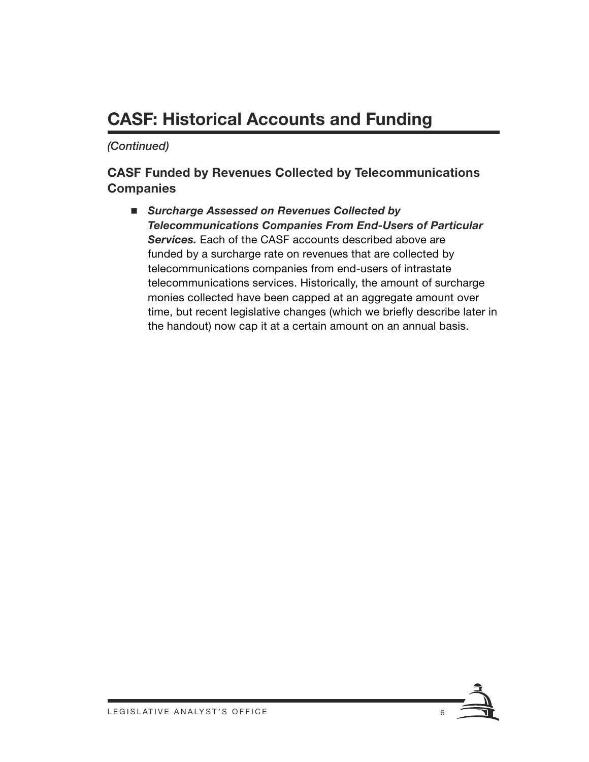# CASF: Historical Accounts and Funding

*(Continued)*

## CASF Funded by Revenues Collected by Telecommunications Companies

- ***Surcharge Assessed on Revenues Collected by Telecommunications Companies From End-Users of Particular Services.*** Each of the CASF accounts described above are funded by a surcharge rate on revenues that are collected by telecommunications companies from end-users of intrastate telecommunications services. Historically, the amount of surcharge monies collected have been capped at an aggregate amount over time, but recent legislative changes (which we briefly describe later in the handout) now cap it at a certain amount on an annual basis.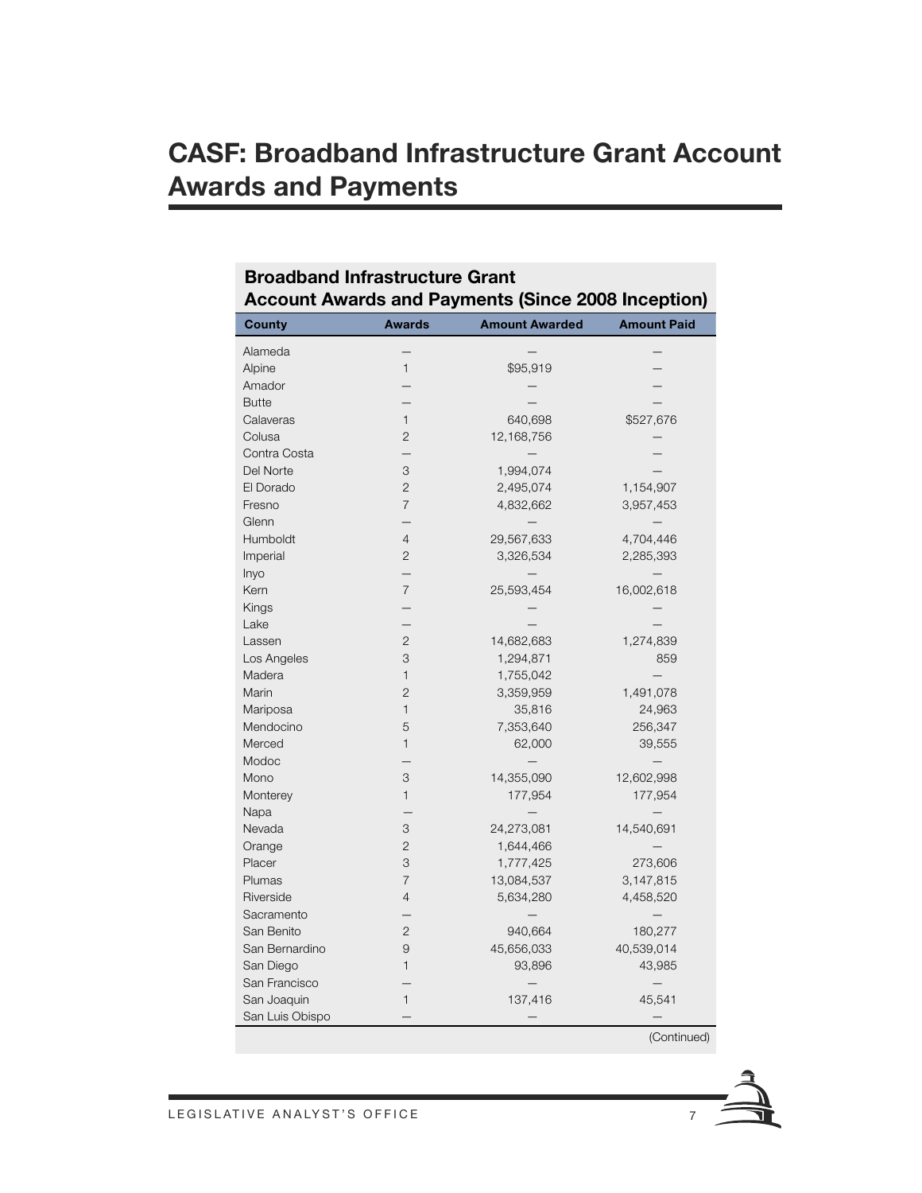# CASF: Broadband Infrastructure Grant Account Awards and Payments

**Broadband Infrastructure Grant Account Awards and Payments (Since 2008 Inception)**

| County | Awards | Amount Awarded | Amount Paid |
|---|---|---|---|
| Alameda | — | — | — |
| Alpine | 1 | $95,919 | — |
| Amador | — | — | — |
| Butte | — | — | — |
| Calaveras | 1 | 640,698 | $527,676 |
| Colusa | 2 | 12,168,756 | — |
| Contra Costa | — | — | — |
| Del Norte | 3 | 1,994,074 | — |
| El Dorado | 2 | 2,495,074 | 1,154,907 |
| Fresno | 7 | 4,832,662 | 3,957,453 |
| Glenn | — | — | — |
| Humboldt | 4 | 29,567,633 | 4,704,446 |
| Imperial | 2 | 3,326,534 | 2,285,393 |
| Inyo | — | — | — |
| Kern | 7 | 25,593,454 | 16,002,618 |
| Kings | — | — | — |
| Lake | — | — | — |
| Lassen | 2 | 14,682,683 | 1,274,839 |
| Los Angeles | 3 | 1,294,871 | 859 |
| Madera | 1 | 1,755,042 | — |
| Marin | 2 | 3,359,959 | 1,491,078 |
| Mariposa | 1 | 35,816 | 24,963 |
| Mendocino | 5 | 7,353,640 | 256,347 |
| Merced | 1 | 62,000 | 39,555 |
| Modoc | — | — | — |
| Mono | 3 | 14,355,090 | 12,602,998 |
| Monterey | 1 | 177,954 | 177,954 |
| Napa | — | — | — |
| Nevada | 3 | 24,273,081 | 14,540,691 |
| Orange | 2 | 1,644,466 | — |
| Placer | 3 | 1,777,425 | 273,606 |
| Plumas | 7 | 13,084,537 | 3,147,815 |
| Riverside | 4 | 5,634,280 | 4,458,520 |
| Sacramento | — | — | — |
| San Benito | 2 | 940,664 | 180,277 |
| San Bernardino | 9 | 45,656,033 | 40,539,014 |
| San Diego | 1 | 93,896 | 43,985 |
| San Francisco | — | — | — |
| San Joaquin | 1 | 137,416 | 45,541 |
| San Luis Obispo | — | — | — |

(Continued)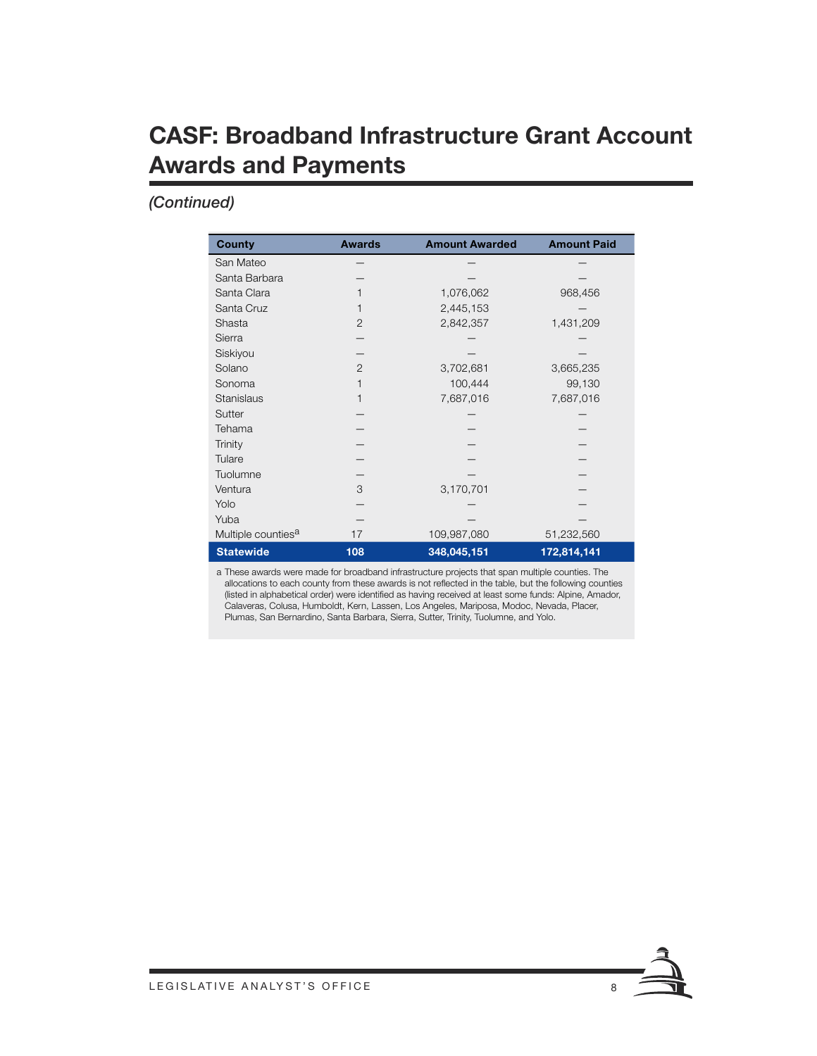# CASF: Broadband Infrastructure Grant Account Awards and Payments

*(Continued)*

| County | Awards | Amount Awarded | Amount Paid |
|---|---|---|---|
| San Mateo | — | — | — |
| Santa Barbara | — | — | — |
| Santa Clara | 1 | 1,076,062 | 968,456 |
| Santa Cruz | 1 | 2,445,153 | — |
| Shasta | 2 | 2,842,357 | 1,431,209 |
| Sierra | — | — | — |
| Siskiyou | — | — | — |
| Solano | 2 | 3,702,681 | 3,665,235 |
| Sonoma | 1 | 100,444 | 99,130 |
| Stanislaus | 1 | 7,687,016 | 7,687,016 |
| Sutter | — | — | — |
| Tehama | — | — | — |
| Trinity | — | — | — |
| Tulare | — | — | — |
| Tuolumne | — | — | — |
| Ventura | 3 | 3,170,701 | — |
| Yolo | — | — | — |
| Yuba | — | — | — |
| Multiple counties[a] | 17 | 109,987,080 | 51,232,560 |
| **Statewide** | **108** | **348,045,151** | **172,814,141** |

a These awards were made for broadband infrastructure projects that span multiple counties. The allocations to each county from these awards is not reflected in the table, but the following counties (listed in alphabetical order) were identified as having received at least some funds: Alpine, Amador, Calaveras, Colusa, Humboldt, Kern, Lassen, Los Angeles, Mariposa, Modoc, Nevada, Placer, Plumas, San Bernardino, Santa Barbara, Sierra, Sutter, Trinity, Tuolumne, and Yolo.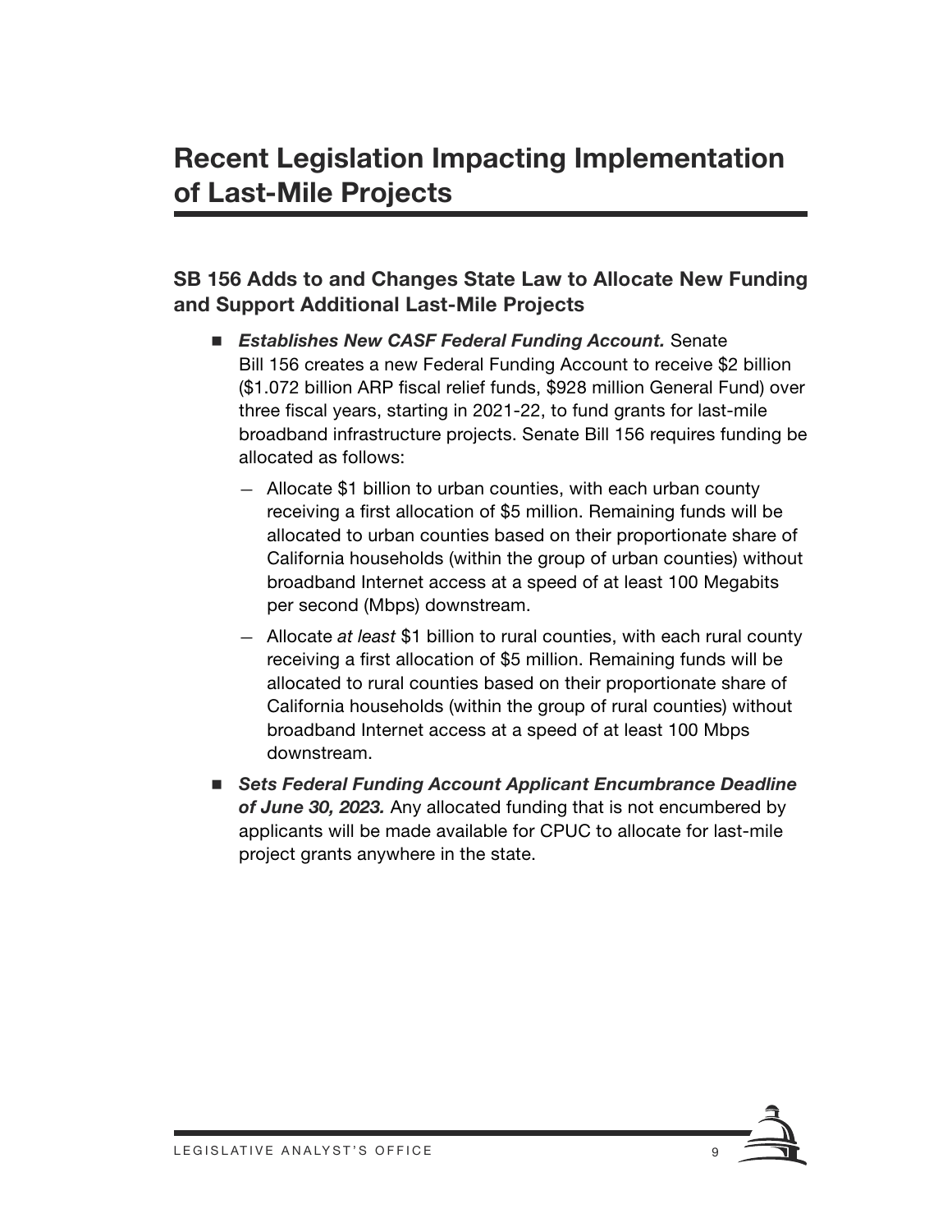# Recent Legislation Impacting Implementation of Last-Mile Projects

## SB 156 Adds to and Changes State Law to Allocate New Funding and Support Additional Last-Mile Projects

- ***Establishes New CASF Federal Funding Account.*** Senate Bill 156 creates a new Federal Funding Account to receive $2 billion ($1.072 billion ARP fiscal relief funds, $928 million General Fund) over three fiscal years, starting in 2021-22, to fund grants for last-mile broadband infrastructure projects. Senate Bill 156 requires funding be allocated as follows:
  - Allocate $1 billion to urban counties, with each urban county receiving a first allocation of $5 million. Remaining funds will be allocated to urban counties based on their proportionate share of California households (within the group of urban counties) without broadband Internet access at a speed of at least 100 Megabits per second (Mbps) downstream.
  - Allocate *at least* $1 billion to rural counties, with each rural county receiving a first allocation of $5 million. Remaining funds will be allocated to rural counties based on their proportionate share of California households (within the group of rural counties) without broadband Internet access at a speed of at least 100 Mbps downstream.
- ***Sets Federal Funding Account Applicant Encumbrance Deadline of June 30, 2023.*** Any allocated funding that is not encumbered by applicants will be made available for CPUC to allocate for last-mile project grants anywhere in the state.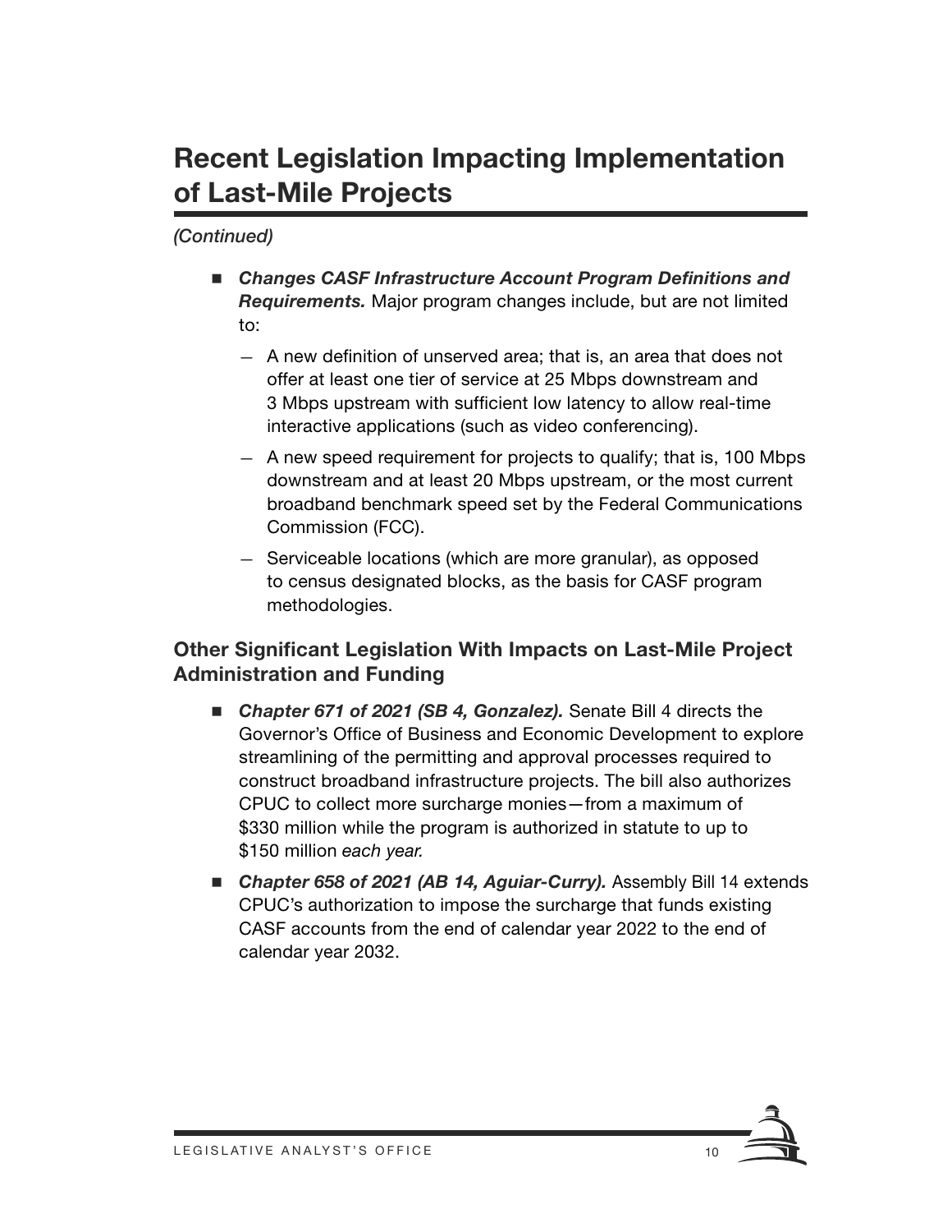# Recent Legislation Impacting Implementation of Last-Mile Projects

*(Continued)*

- ***Changes CASF Infrastructure Account Program Definitions and Requirements.*** Major program changes include, but are not limited to:
  - A new definition of unserved area; that is, an area that does not offer at least one tier of service at 25 Mbps downstream and 3 Mbps upstream with sufficient low latency to allow real-time interactive applications (such as video conferencing).
  - A new speed requirement for projects to qualify; that is, 100 Mbps downstream and at least 20 Mbps upstream, or the most current broadband benchmark speed set by the Federal Communications Commission (FCC).
  - Serviceable locations (which are more granular), as opposed to census designated blocks, as the basis for CASF program methodologies.

## Other Significant Legislation With Impacts on Last-Mile Project Administration and Funding

- ***Chapter 671 of 2021 (SB 4, Gonzalez).*** Senate Bill 4 directs the Governor's Office of Business and Economic Development to explore streamlining of the permitting and approval processes required to construct broadband infrastructure projects. The bill also authorizes CPUC to collect more surcharge monies—from a maximum of \$330 million while the program is authorized in statute to up to \$150 million *each year.*
- ***Chapter 658 of 2021 (AB 14, Aguiar-Curry).*** Assembly Bill 14 extends CPUC's authorization to impose the surcharge that funds existing CASF accounts from the end of calendar year 2022 to the end of calendar year 2032.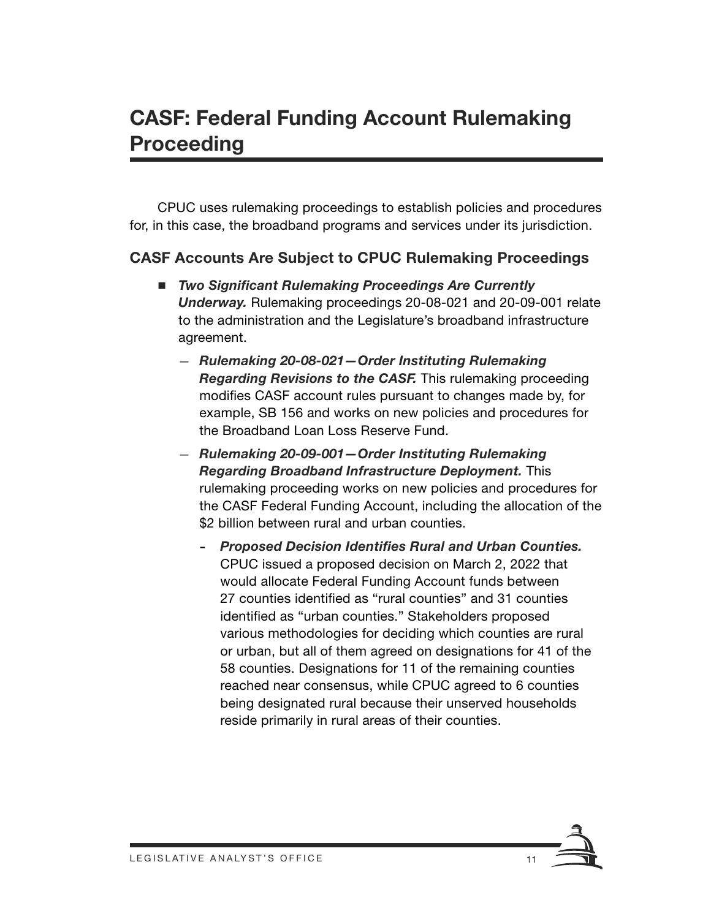# CASF: Federal Funding Account Rulemaking Proceeding

CPUC uses rulemaking proceedings to establish policies and procedures for, in this case, the broadband programs and services under its jurisdiction.

## CASF Accounts Are Subject to CPUC Rulemaking Proceedings

- ***Two Significant Rulemaking Proceedings Are Currently Underway.*** Rulemaking proceedings 20-08-021 and 20-09-001 relate to the administration and the Legislature's broadband infrastructure agreement.
  - ***Rulemaking 20-08-021—Order Instituting Rulemaking Regarding Revisions to the CASF.*** This rulemaking proceeding modifies CASF account rules pursuant to changes made by, for example, SB 156 and works on new policies and procedures for the Broadband Loan Loss Reserve Fund.
  - ***Rulemaking 20-09-001—Order Instituting Rulemaking Regarding Broadband Infrastructure Deployment.*** This rulemaking proceeding works on new policies and procedures for the CASF Federal Funding Account, including the allocation of the $2 billion between rural and urban counties.
    - ***Proposed Decision Identifies Rural and Urban Counties.*** CPUC issued a proposed decision on March 2, 2022 that would allocate Federal Funding Account funds between 27 counties identified as "rural counties" and 31 counties identified as "urban counties." Stakeholders proposed various methodologies for deciding which counties are rural or urban, but all of them agreed on designations for 41 of the 58 counties. Designations for 11 of the remaining counties reached near consensus, while CPUC agreed to 6 counties being designated rural because their unserved households reside primarily in rural areas of their counties.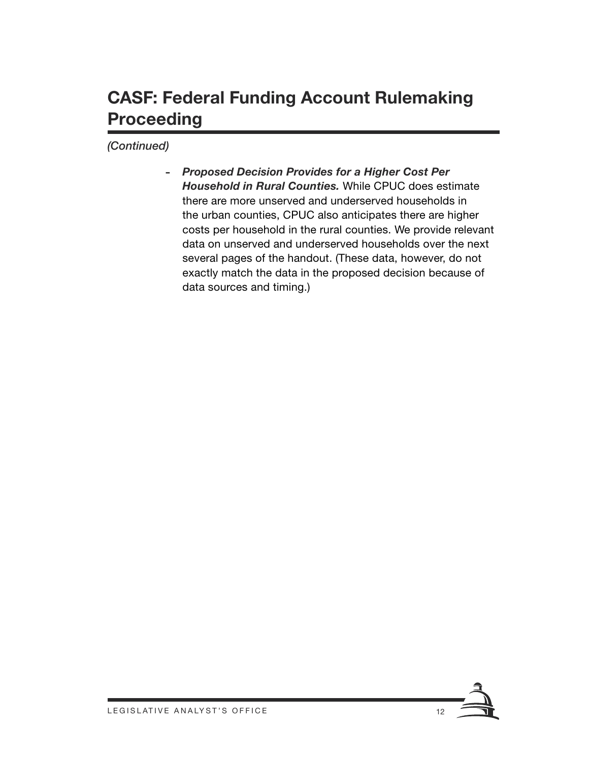# CASF: Federal Funding Account Rulemaking Proceeding

*(Continued)*

- ***Proposed Decision Provides for a Higher Cost Per Household in Rural Counties.*** While CPUC does estimate there are more unserved and underserved households in the urban counties, CPUC also anticipates there are higher costs per household in the rural counties. We provide relevant data on unserved and underserved households over the next several pages of the handout. (These data, however, do not exactly match the data in the proposed decision because of data sources and timing.)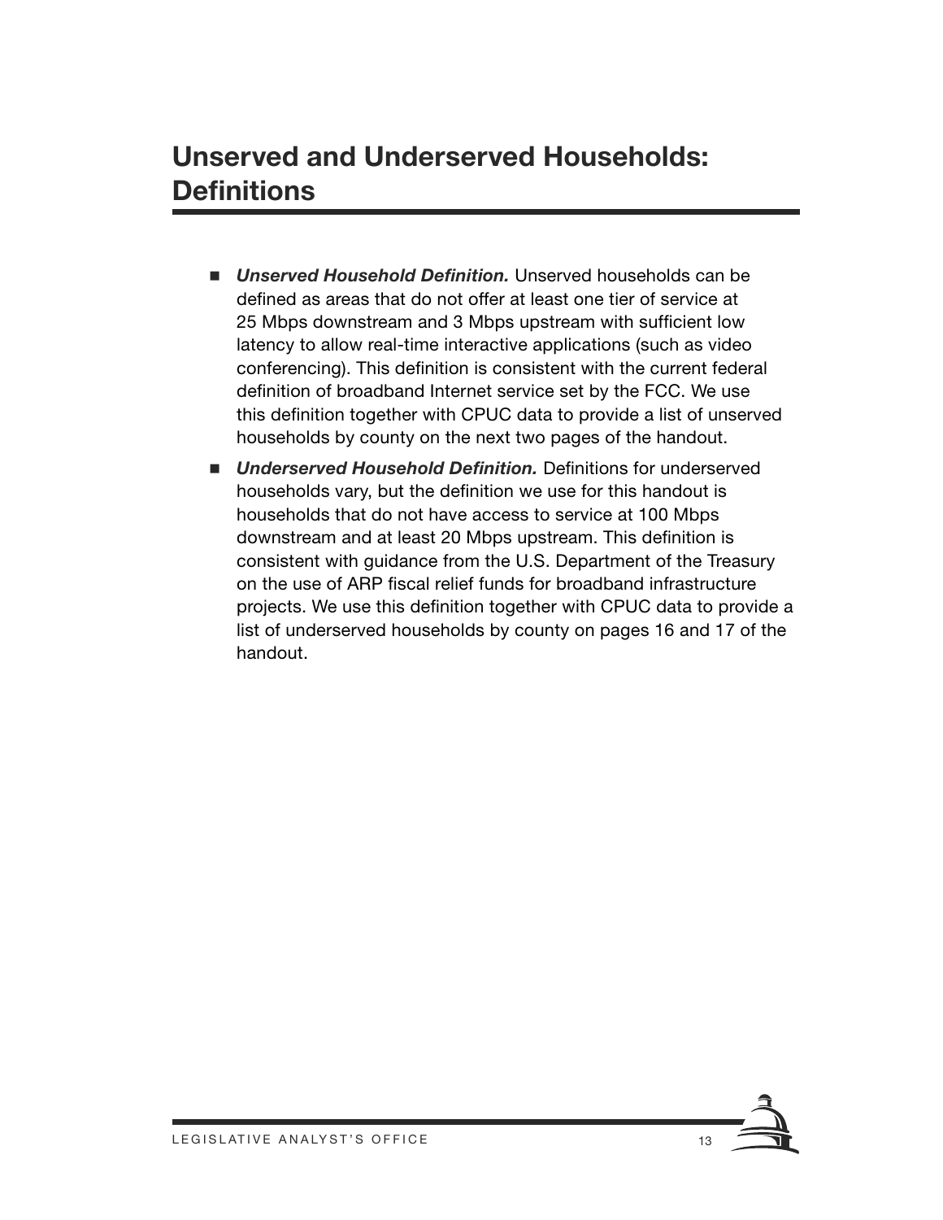# Unserved and Underserved Households: Definitions

- ***Unserved Household Definition.*** Unserved households can be defined as areas that do not offer at least one tier of service at 25 Mbps downstream and 3 Mbps upstream with sufficient low latency to allow real-time interactive applications (such as video conferencing). This definition is consistent with the current federal definition of broadband Internet service set by the FCC. We use this definition together with CPUC data to provide a list of unserved households by county on the next two pages of the handout.
- ***Underserved Household Definition.*** Definitions for underserved households vary, but the definition we use for this handout is households that do not have access to service at 100 Mbps downstream and at least 20 Mbps upstream. This definition is consistent with guidance from the U.S. Department of the Treasury on the use of ARP fiscal relief funds for broadband infrastructure projects. We use this definition together with CPUC data to provide a list of underserved households by county on pages 16 and 17 of the handout.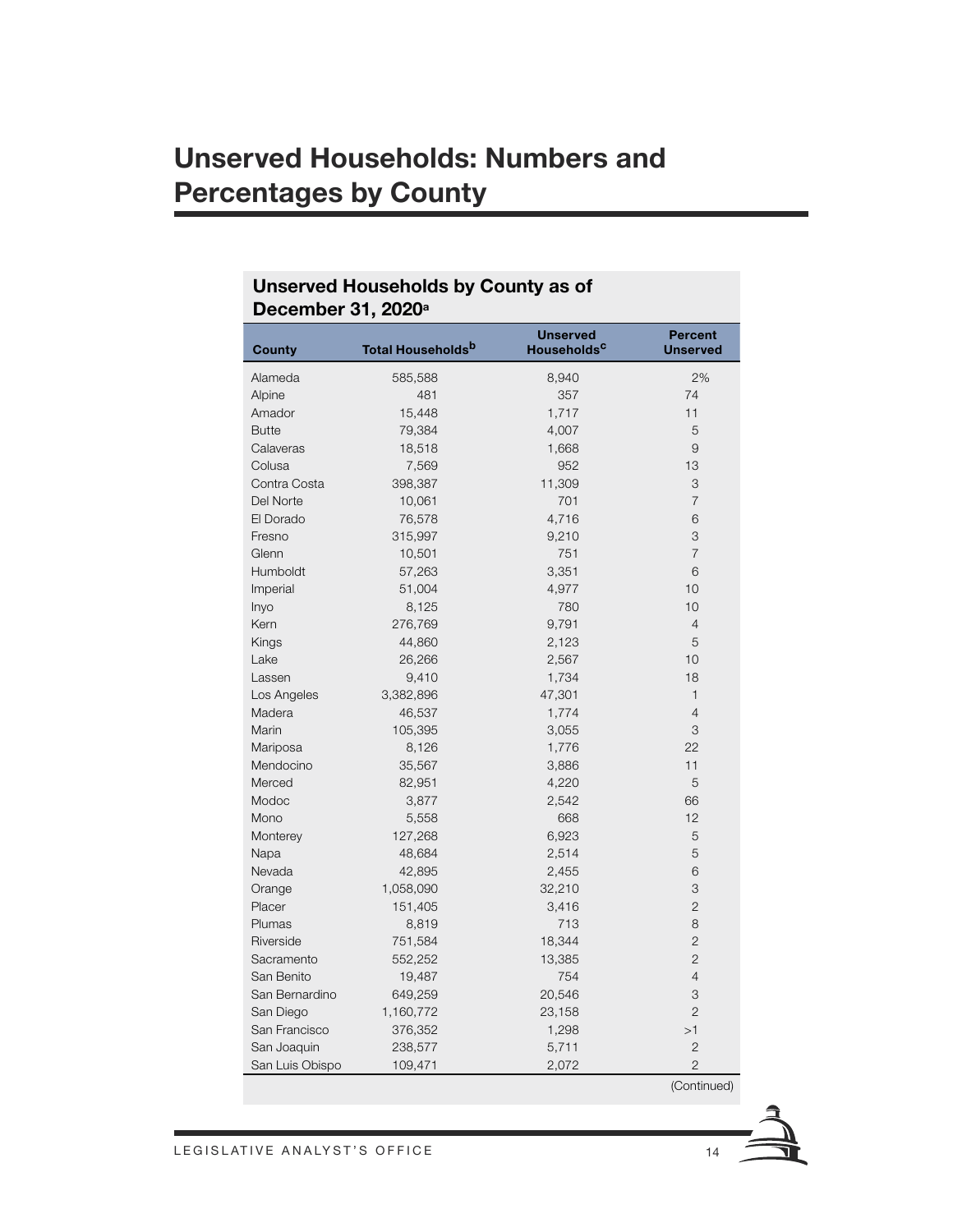# Unserved Households: Numbers and Percentages by County

**Unserved Households by County as of December 31, 2020**[a]

| County | Total Households[b] | Unserved Households[c] | Percent Unserved |
|---|---|---|---|
| Alameda | 585,588 | 8,940 | 2% |
| Alpine | 481 | 357 | 74 |
| Amador | 15,448 | 1,717 | 11 |
| Butte | 79,384 | 4,007 | 5 |
| Calaveras | 18,518 | 1,668 | 9 |
| Colusa | 7,569 | 952 | 13 |
| Contra Costa | 398,387 | 11,309 | 3 |
| Del Norte | 10,061 | 701 | 7 |
| El Dorado | 76,578 | 4,716 | 6 |
| Fresno | 315,997 | 9,210 | 3 |
| Glenn | 10,501 | 751 | 7 |
| Humboldt | 57,263 | 3,351 | 6 |
| Imperial | 51,004 | 4,977 | 10 |
| Inyo | 8,125 | 780 | 10 |
| Kern | 276,769 | 9,791 | 4 |
| Kings | 44,860 | 2,123 | 5 |
| Lake | 26,266 | 2,567 | 10 |
| Lassen | 9,410 | 1,734 | 18 |
| Los Angeles | 3,382,896 | 47,301 | 1 |
| Madera | 46,537 | 1,774 | 4 |
| Marin | 105,395 | 3,055 | 3 |
| Mariposa | 8,126 | 1,776 | 22 |
| Mendocino | 35,567 | 3,886 | 11 |
| Merced | 82,951 | 4,220 | 5 |
| Modoc | 3,877 | 2,542 | 66 |
| Mono | 5,558 | 668 | 12 |
| Monterey | 127,268 | 6,923 | 5 |
| Napa | 48,684 | 2,514 | 5 |
| Nevada | 42,895 | 2,455 | 6 |
| Orange | 1,058,090 | 32,210 | 3 |
| Placer | 151,405 | 3,416 | 2 |
| Plumas | 8,819 | 713 | 8 |
| Riverside | 751,584 | 18,344 | 2 |
| Sacramento | 552,252 | 13,385 | 2 |
| San Benito | 19,487 | 754 | 4 |
| San Bernardino | 649,259 | 20,546 | 3 |
| San Diego | 1,160,772 | 23,158 | 2 |
| San Francisco | 376,352 | 1,298 | >1 |
| San Joaquin | 238,577 | 5,711 | 2 |
| San Luis Obispo | 109,471 | 2,072 | 2 |

(Continued)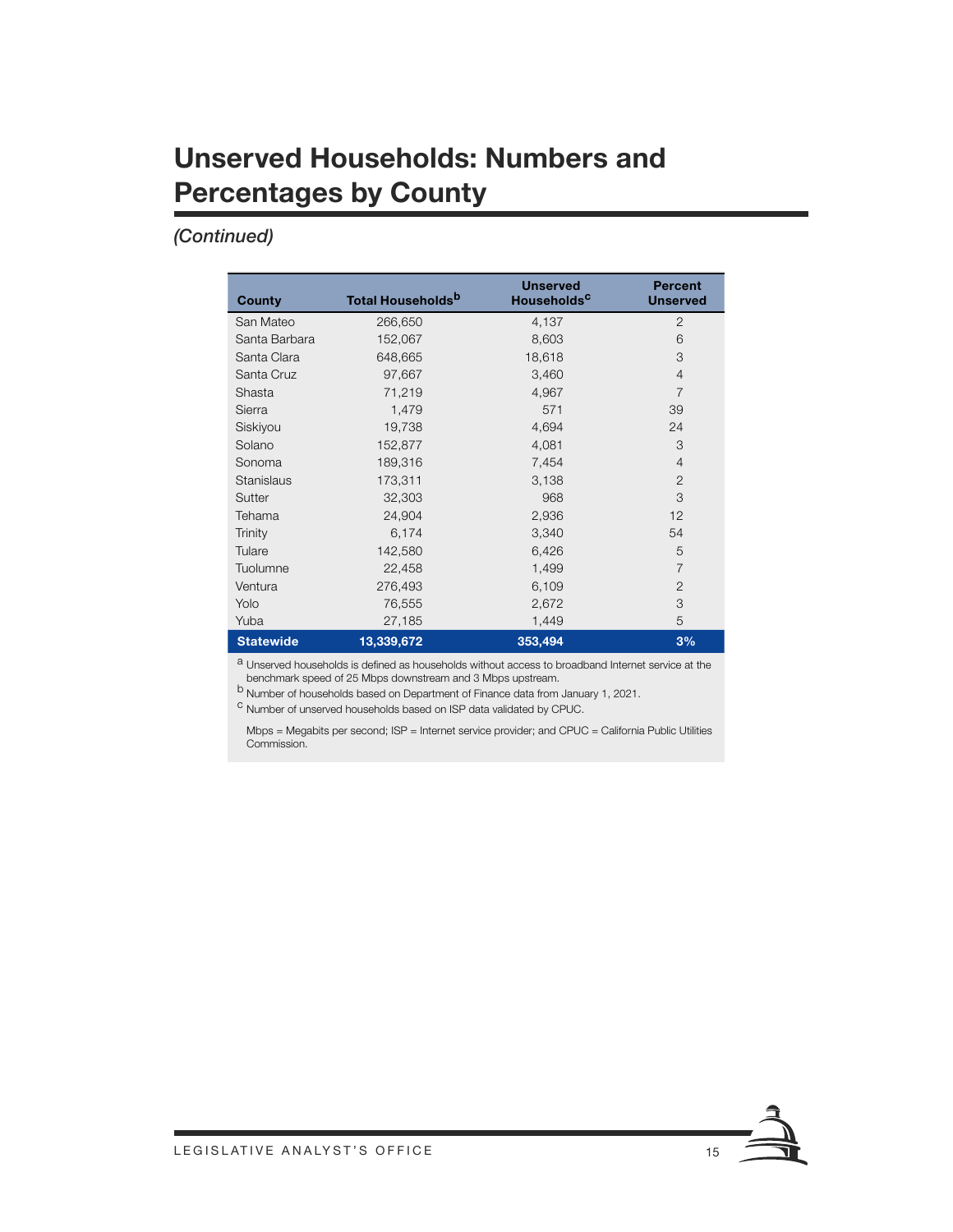# Unserved Households: Numbers and Percentages by County

*(Continued)*

| County | Total Households[b] | Unserved Households[c] | Percent Unserved |
|---|---|---|---|
| San Mateo | 266,650 | 4,137 | 2 |
| Santa Barbara | 152,067 | 8,603 | 6 |
| Santa Clara | 648,665 | 18,618 | 3 |
| Santa Cruz | 97,667 | 3,460 | 4 |
| Shasta | 71,219 | 4,967 | 7 |
| Sierra | 1,479 | 571 | 39 |
| Siskiyou | 19,738 | 4,694 | 24 |
| Solano | 152,877 | 4,081 | 3 |
| Sonoma | 189,316 | 7,454 | 4 |
| Stanislaus | 173,311 | 3,138 | 2 |
| Sutter | 32,303 | 968 | 3 |
| Tehama | 24,904 | 2,936 | 12 |
| Trinity | 6,174 | 3,340 | 54 |
| Tulare | 142,580 | 6,426 | 5 |
| Tuolumne | 22,458 | 1,499 | 7 |
| Ventura | 276,493 | 6,109 | 2 |
| Yolo | 76,555 | 2,672 | 3 |
| Yuba | 27,185 | 1,449 | 5 |
| **Statewide** | **13,339,672** | **353,494** | **3%** |

[a] Unserved households is defined as households without access to broadband Internet service at the benchmark speed of 25 Mbps downstream and 3 Mbps upstream.

[b] Number of households based on Department of Finance data from January 1, 2021.

[c] Number of unserved households based on ISP data validated by CPUC.

Mbps = Megabits per second; ISP = Internet service provider; and CPUC = California Public Utilities Commission.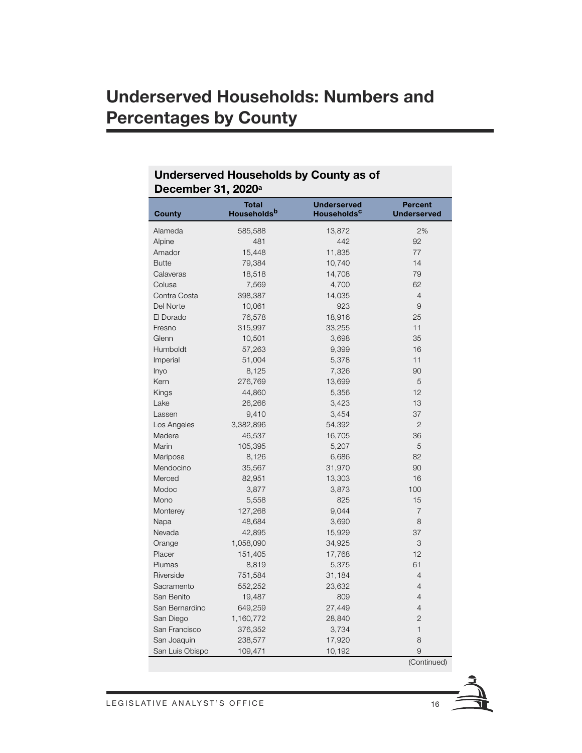# Underserved Households: Numbers and Percentages by County

## Underserved Households by County as of December 31, 2020[a]

| County | Total Households[b] | Underserved Households[c] | Percent Underserved |
|---|---|---|---|
| Alameda | 585,588 | 13,872 | 2% |
| Alpine | 481 | 442 | 92 |
| Amador | 15,448 | 11,835 | 77 |
| Butte | 79,384 | 10,740 | 14 |
| Calaveras | 18,518 | 14,708 | 79 |
| Colusa | 7,569 | 4,700 | 62 |
| Contra Costa | 398,387 | 14,035 | 4 |
| Del Norte | 10,061 | 923 | 9 |
| El Dorado | 76,578 | 18,916 | 25 |
| Fresno | 315,997 | 33,255 | 11 |
| Glenn | 10,501 | 3,698 | 35 |
| Humboldt | 57,263 | 9,399 | 16 |
| Imperial | 51,004 | 5,378 | 11 |
| Inyo | 8,125 | 7,326 | 90 |
| Kern | 276,769 | 13,699 | 5 |
| Kings | 44,860 | 5,356 | 12 |
| Lake | 26,266 | 3,423 | 13 |
| Lassen | 9,410 | 3,454 | 37 |
| Los Angeles | 3,382,896 | 54,392 | 2 |
| Madera | 46,537 | 16,705 | 36 |
| Marin | 105,395 | 5,207 | 5 |
| Mariposa | 8,126 | 6,686 | 82 |
| Mendocino | 35,567 | 31,970 | 90 |
| Merced | 82,951 | 13,303 | 16 |
| Modoc | 3,877 | 3,873 | 100 |
| Mono | 5,558 | 825 | 15 |
| Monterey | 127,268 | 9,044 | 7 |
| Napa | 48,684 | 3,690 | 8 |
| Nevada | 42,895 | 15,929 | 37 |
| Orange | 1,058,090 | 34,925 | 3 |
| Placer | 151,405 | 17,768 | 12 |
| Plumas | 8,819 | 5,375 | 61 |
| Riverside | 751,584 | 31,184 | 4 |
| Sacramento | 552,252 | 23,632 | 4 |
| San Benito | 19,487 | 809 | 4 |
| San Bernardino | 649,259 | 27,449 | 4 |
| San Diego | 1,160,772 | 28,840 | 2 |
| San Francisco | 376,352 | 3,734 | 1 |
| San Joaquin | 238,577 | 17,920 | 8 |
| San Luis Obispo | 109,471 | 10,192 | 9 |

(Continued)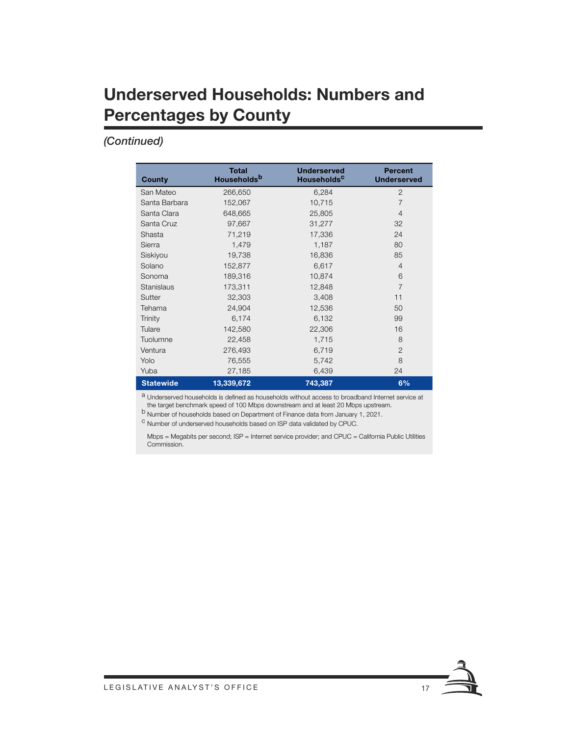# Underserved Households: Numbers and Percentages by County

*(Continued)*

| County | Total Households[b] | Underserved Households[c] | Percent Underserved |
|---|---|---|---|
| San Mateo | 266,650 | 6,284 | 2 |
| Santa Barbara | 152,067 | 10,715 | 7 |
| Santa Clara | 648,665 | 25,805 | 4 |
| Santa Cruz | 97,667 | 31,277 | 32 |
| Shasta | 71,219 | 17,336 | 24 |
| Sierra | 1,479 | 1,187 | 80 |
| Siskiyou | 19,738 | 16,836 | 85 |
| Solano | 152,877 | 6,617 | 4 |
| Sonoma | 189,316 | 10,874 | 6 |
| Stanislaus | 173,311 | 12,848 | 7 |
| Sutter | 32,303 | 3,408 | 11 |
| Tehama | 24,904 | 12,536 | 50 |
| Trinity | 6,174 | 6,132 | 99 |
| Tulare | 142,580 | 22,306 | 16 |
| Tuolumne | 22,458 | 1,715 | 8 |
| Ventura | 276,493 | 6,719 | 2 |
| Yolo | 76,555 | 5,742 | 8 |
| Yuba | 27,185 | 6,439 | 24 |
| **Statewide** | **13,339,672** | **743,387** | **6%** |

[a] Underserved households is defined as households without access to broadband Internet service at the target benchmark speed of 100 Mbps downstream and at least 20 Mbps upstream.

[b] Number of households based on Department of Finance data from January 1, 2021.

[c] Number of underserved households based on ISP data validated by CPUC.

Mbps = Megabits per second; ISP = Internet service provider; and CPUC = California Public Utilities Commission.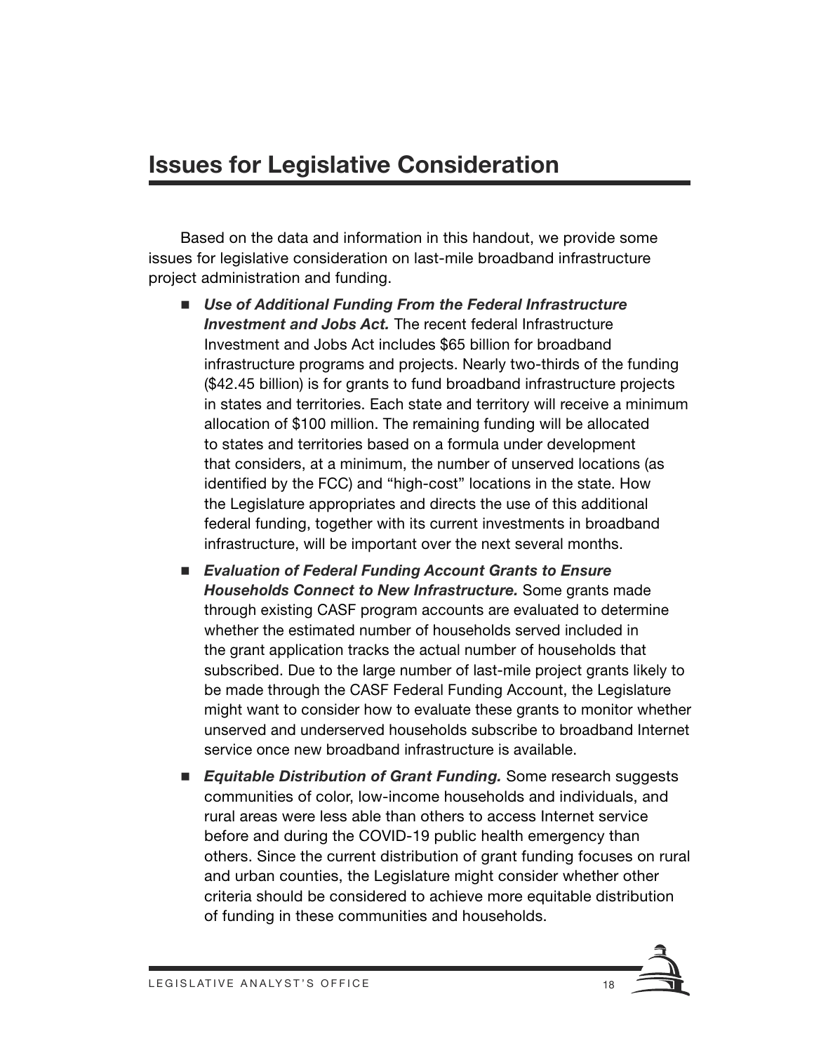# Issues for Legislative Consideration

Based on the data and information in this handout, we provide some issues for legislative consideration on last-mile broadband infrastructure project administration and funding.

- ***Use of Additional Funding From the Federal Infrastructure Investment and Jobs Act.*** The recent federal Infrastructure Investment and Jobs Act includes $65 billion for broadband infrastructure programs and projects. Nearly two-thirds of the funding ($42.45 billion) is for grants to fund broadband infrastructure projects in states and territories. Each state and territory will receive a minimum allocation of $100 million. The remaining funding will be allocated to states and territories based on a formula under development that considers, at a minimum, the number of unserved locations (as identified by the FCC) and "high-cost" locations in the state. How the Legislature appropriates and directs the use of this additional federal funding, together with its current investments in broadband infrastructure, will be important over the next several months.

- ***Evaluation of Federal Funding Account Grants to Ensure Households Connect to New Infrastructure.*** Some grants made through existing CASF program accounts are evaluated to determine whether the estimated number of households served included in the grant application tracks the actual number of households that subscribed. Due to the large number of last-mile project grants likely to be made through the CASF Federal Funding Account, the Legislature might want to consider how to evaluate these grants to monitor whether unserved and underserved households subscribe to broadband Internet service once new broadband infrastructure is available.

- ***Equitable Distribution of Grant Funding.*** Some research suggests communities of color, low-income households and individuals, and rural areas were less able than others to access Internet service before and during the COVID-19 public health emergency than others. Since the current distribution of grant funding focuses on rural and urban counties, the Legislature might consider whether other criteria should be considered to achieve more equitable distribution of funding in these communities and households.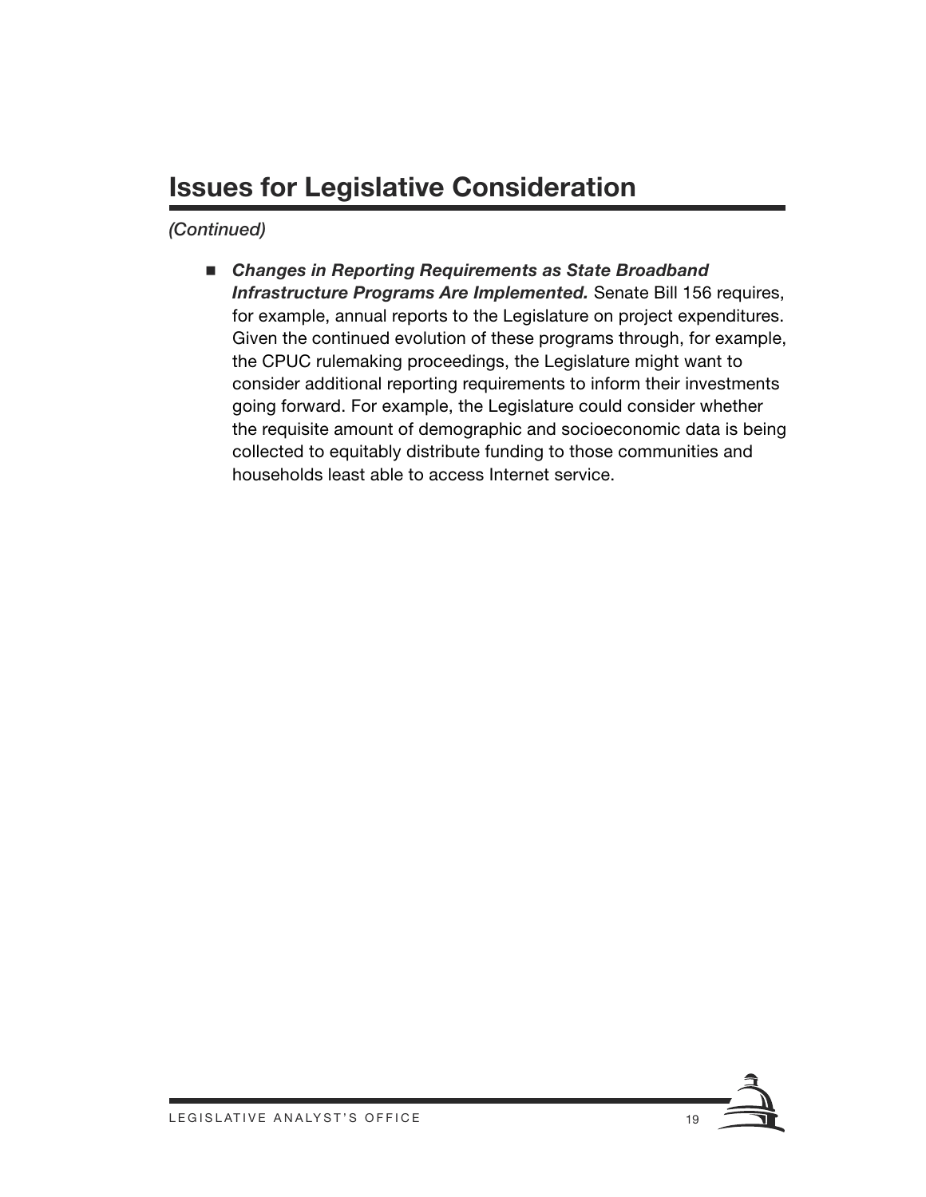## Issues for Legislative Consideration

*(Continued)*

- ***Changes in Reporting Requirements as State Broadband Infrastructure Programs Are Implemented.*** Senate Bill 156 requires, for example, annual reports to the Legislature on project expenditures. Given the continued evolution of these programs through, for example, the CPUC rulemaking proceedings, the Legislature might want to consider additional reporting requirements to inform their investments going forward. For example, the Legislature could consider whether the requisite amount of demographic and socioeconomic data is being collected to equitably distribute funding to those communities and households least able to access Internet service.